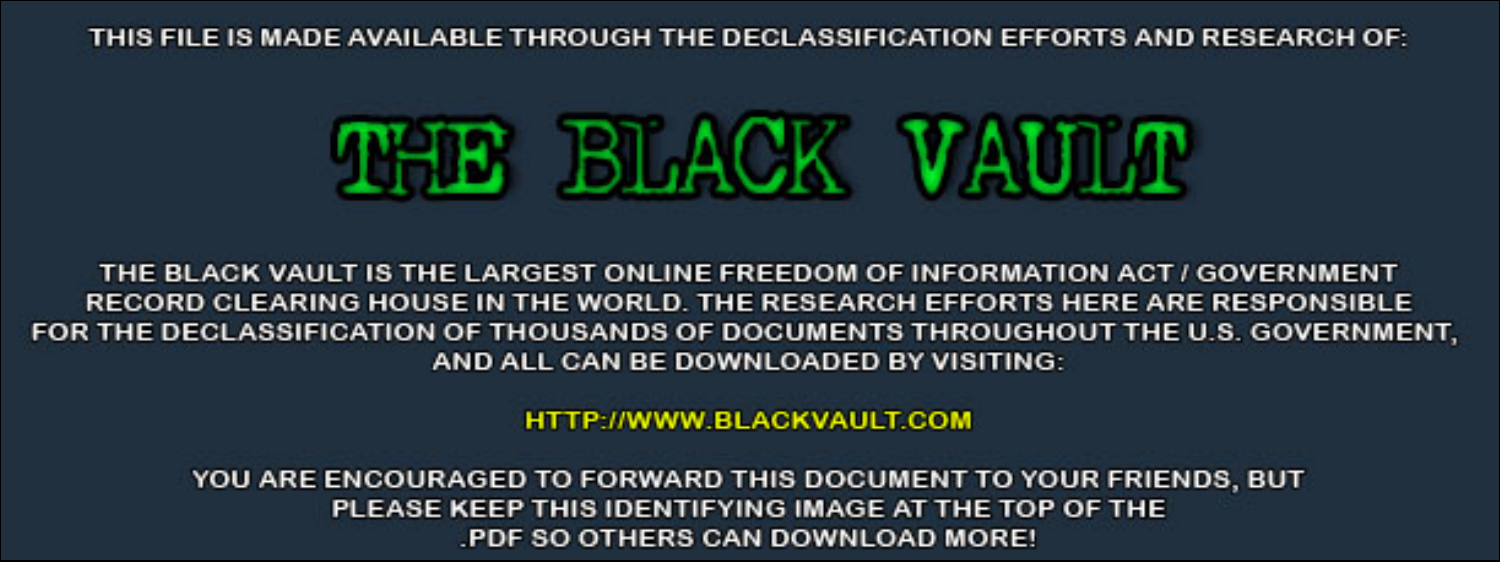THIS FILE IS MADE AVAILABLE THROUGH THE DECLASSIFICATION EFFORTS AND RESEARCH OF:

# THE BLACK VAULT

THE BLACK VAULT IS THE LARGEST ONLINE FREEDOM OF INFORMATION ACT / GOVERNMENT RECORD CLEARING HOUSE IN THE WORLD. THE RESEARCH EFFORTS HERE ARE RESPONSIBLE FOR THE DECLASSIFICATION OF THOUSANDS OF DOCUMENTS THROUGHOUT THE U.S. GOVERNMENT, AND ALL CAN BE DOWNLOADED BY VISITING:

HTTP://WWW.BLACKVAULT.COM

YOU ARE ENCOURAGED TO FORWARD THIS DOCUMENT TO YOUR FRIENDS, BUT PLEASE KEEP THIS IDENTIFYING IMAGE AT THE TOP OF THE .PDF SO OTHERS CAN DOWNLOAD MORE!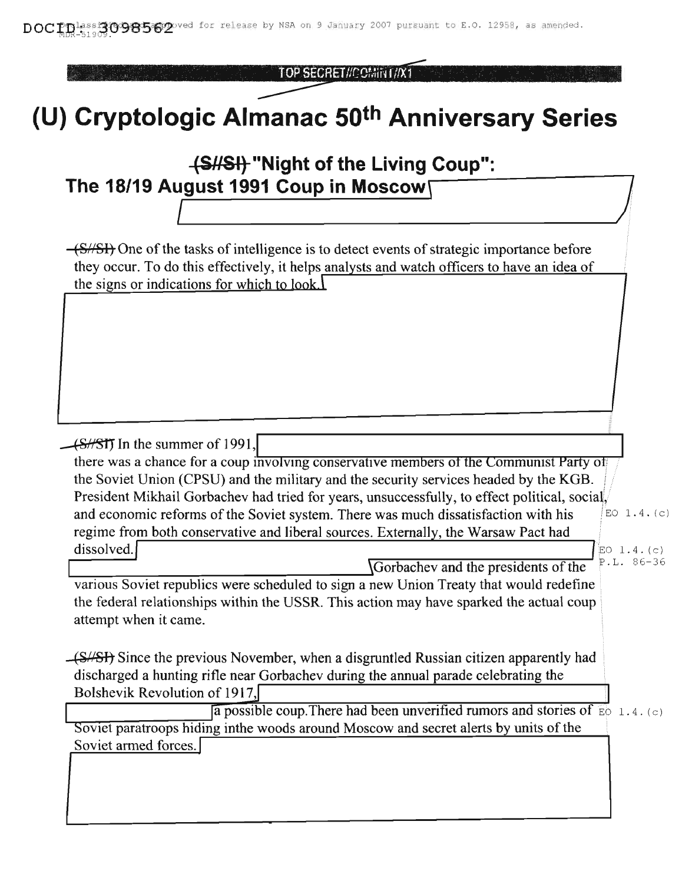DOCID: 3098562

TOP SECRET//COMINT//X1

# (U) Cryptologic Almanac 50th Anniversary Series

## (S//SI) "Night of the Living Coup": The 18/19 August 1991 Coup in Moscow

(S//SI) One of the tasks of intelligence is to detect events of strategic importance before they occur. To do this effectively, it helps analysts and watch officers to have an idea of the signs or indications for which to look.

(S//SI) In the summer of 1991, there was a chance for a coup involving conservative members of the Communist Party of the Soviet Union (CPSU) and the military and the security services headed by the KGB. President Mikhail Gorbachev had tried for years, unsuccessfully, to effect political, social, and economic reforms of the Soviet system. There was much dissatisfaction with his regime from both conservative and liberal sources. Externally, the Warsaw Pact had dissolved. Gorbachev and the presidents of the various Soviet republics were scheduled to sign a new Union Treaty that would redefine the federal relationships within the USSR. This action may have sparked the actual coup attempt when it came.

EO 1.4.(c)
P.L. 86-36

(S//SI) Since the previous November, when a disgruntled Russian citizen apparently had discharged a hunting rifle near Gorbachev during the annual parade celebrating the Bolshevik Revolution of 1917, a possible coup. There had been unverified rumors and stories of Soviet paratroops hiding inthe woods around Moscow and secret alerts by units of the Soviet armed forces.

EO 1.4.(c)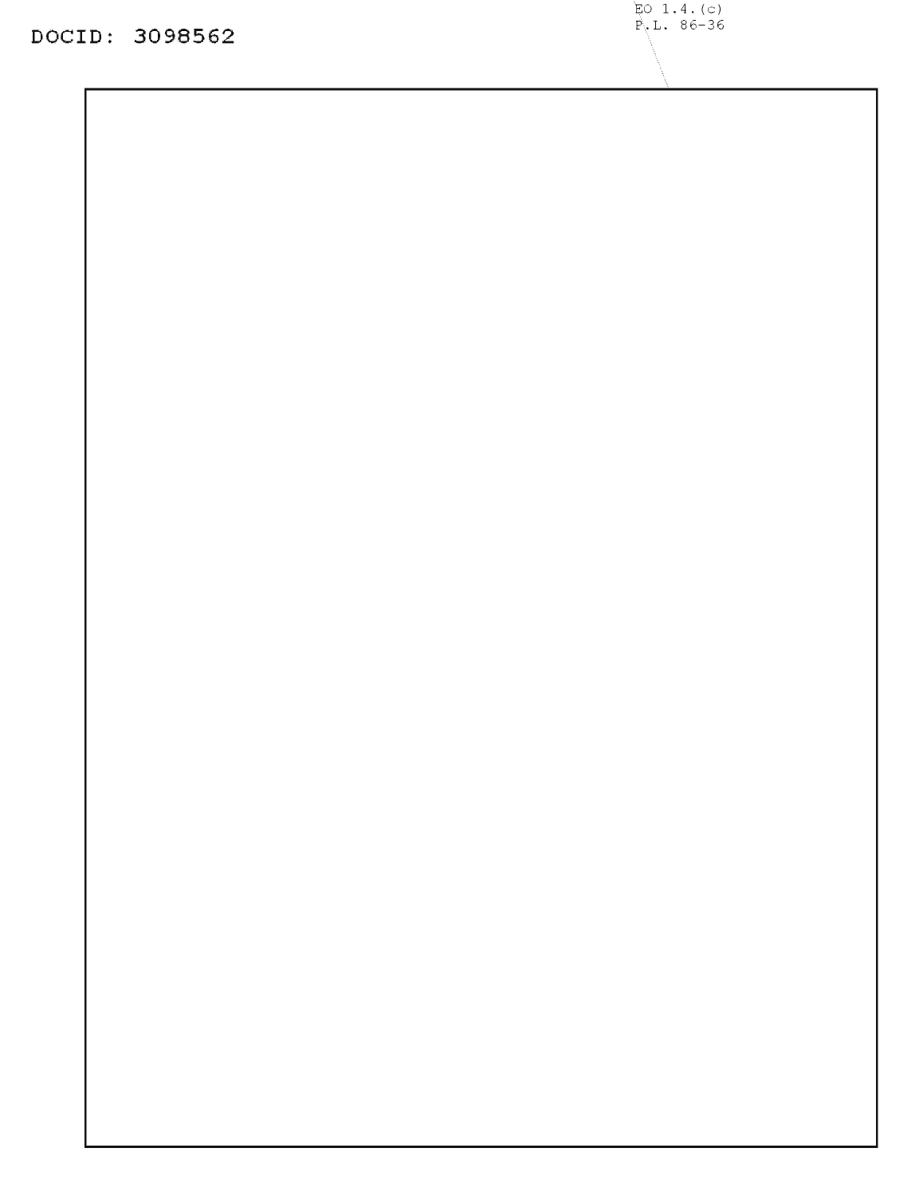EO 1.4.(c)
P.L. 86-36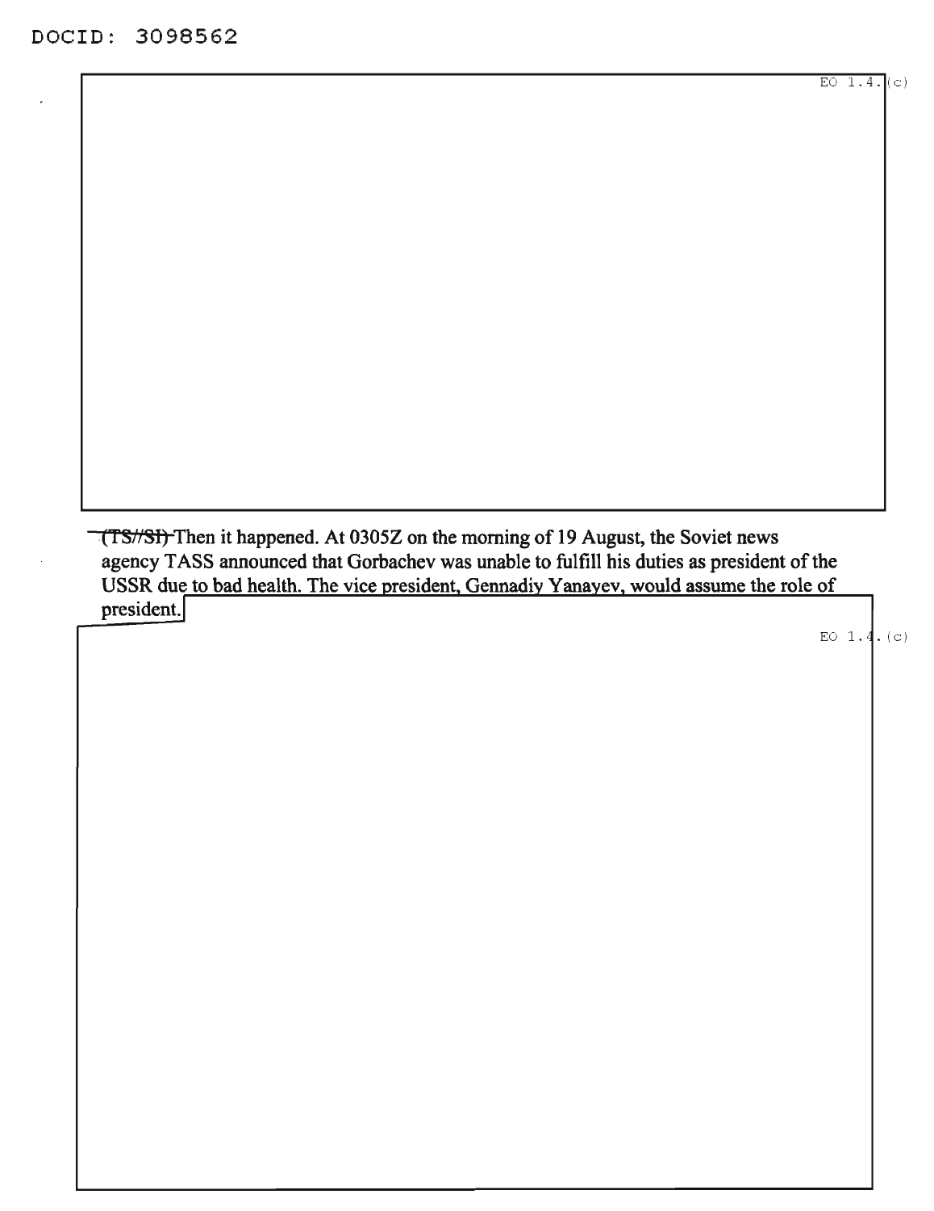EO 1.4.(c)

~~(TS//SI)~~ Then it happened. At 0305Z on the morning of 19 August, the Soviet news agency TASS announced that Gorbachev was unable to fulfill his duties as president of the USSR due to bad health. The vice president, Gennadiy Yanayev, would assume the role of president.

EO 1.4.(c)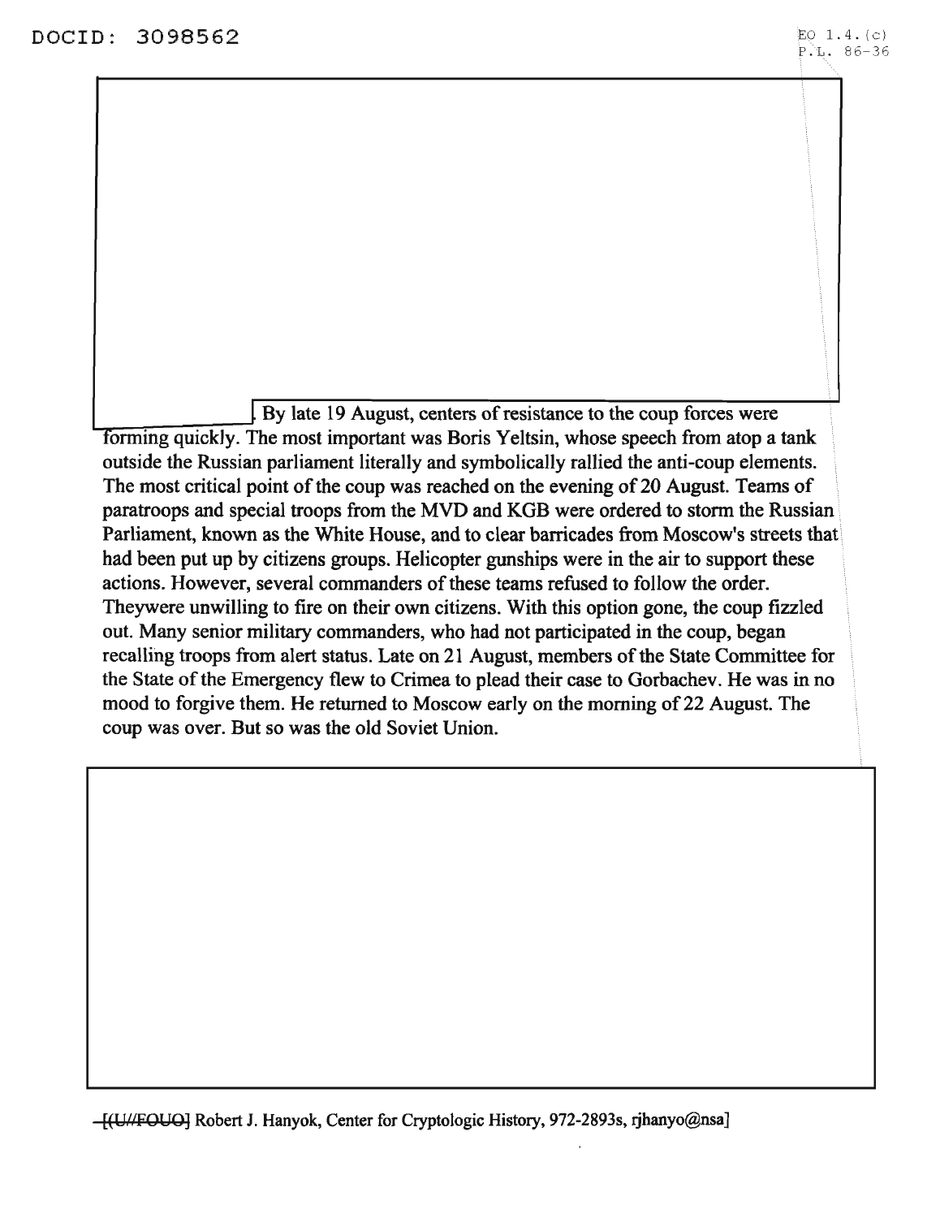DOCID: 3098562

EO 1.4.(c)
P.L. 86-36

. By late 19 August, centers of resistance to the coup forces were forming quickly. The most important was Boris Yeltsin, whose speech from atop a tank outside the Russian parliament literally and symbolically rallied the anti-coup elements. The most critical point of the coup was reached on the evening of 20 August. Teams of paratroops and special troops from the MVD and KGB were ordered to storm the Russian Parliament, known as the White House, and to clear barricades from Moscow's streets that had been put up by citizens groups. Helicopter gunships were in the air to support these actions. However, several commanders of these teams refused to follow the order. Theywere unwilling to fire on their own citizens. With this option gone, the coup fizzled out. Many senior military commanders, who had not participated in the coup, began recalling troops from alert status. Late on 21 August, members of the State Committee for the State of the Emergency flew to Crimea to plead their case to Gorbachev. He was in no mood to forgive them. He returned to Moscow early on the morning of 22 August. The coup was over. But so was the old Soviet Union.

~~[(U//FOUO]~~ Robert J. Hanyok, Center for Cryptologic History, 972-2893s, rjhanyo@nsa]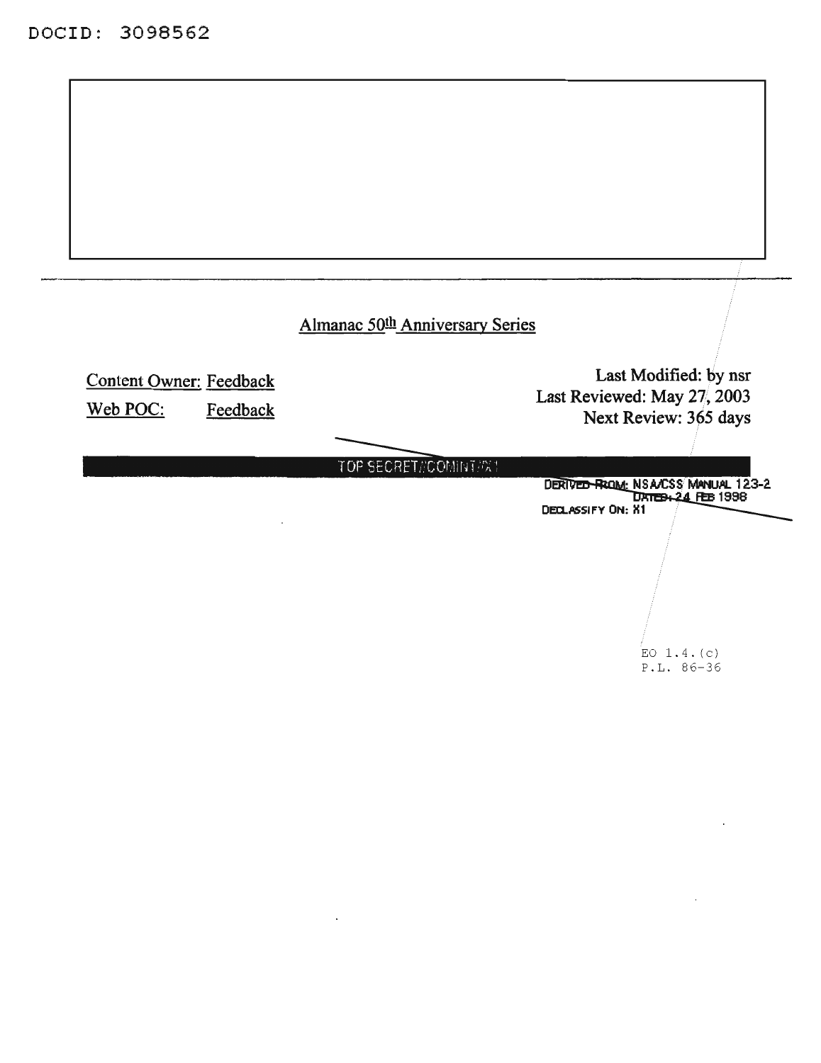DOCID: 3098562

Almanac 50th Anniversary Series

Content Owner: Feedback

Web POC: Feedback

Last Modified: by nsr

Last Reviewed: May 27, 2003

Next Review: 365 days

TOP SECRET//COMINT//X1

DERIVED FROM: NSA/CSS MANUAL 123-2

DATED: 24 FEB 1998

DECLASSIFY ON: X1

EO 1.4.(c)

P.L. 86-36